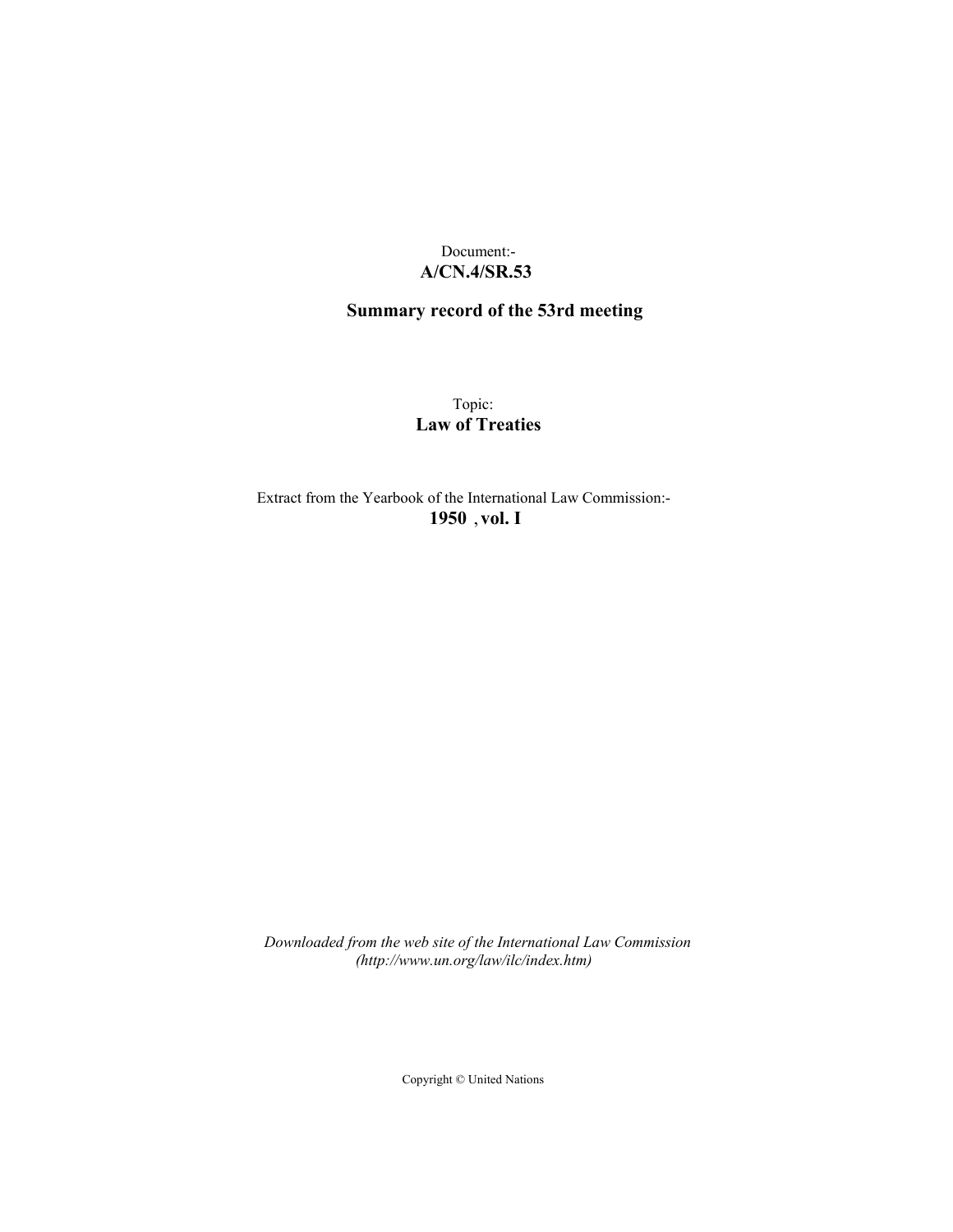Document:-
**A/CN.4/SR.53**

**Summary record of the 53rd meeting**

Topic:
**Law of Treaties**

Extract from the Yearbook of the International Law Commission:-
**1950 , vol. I**

*Downloaded from the web site of the International Law Commission (http://www.un.org/law/ilc/index.htm)*

Copyright © United Nations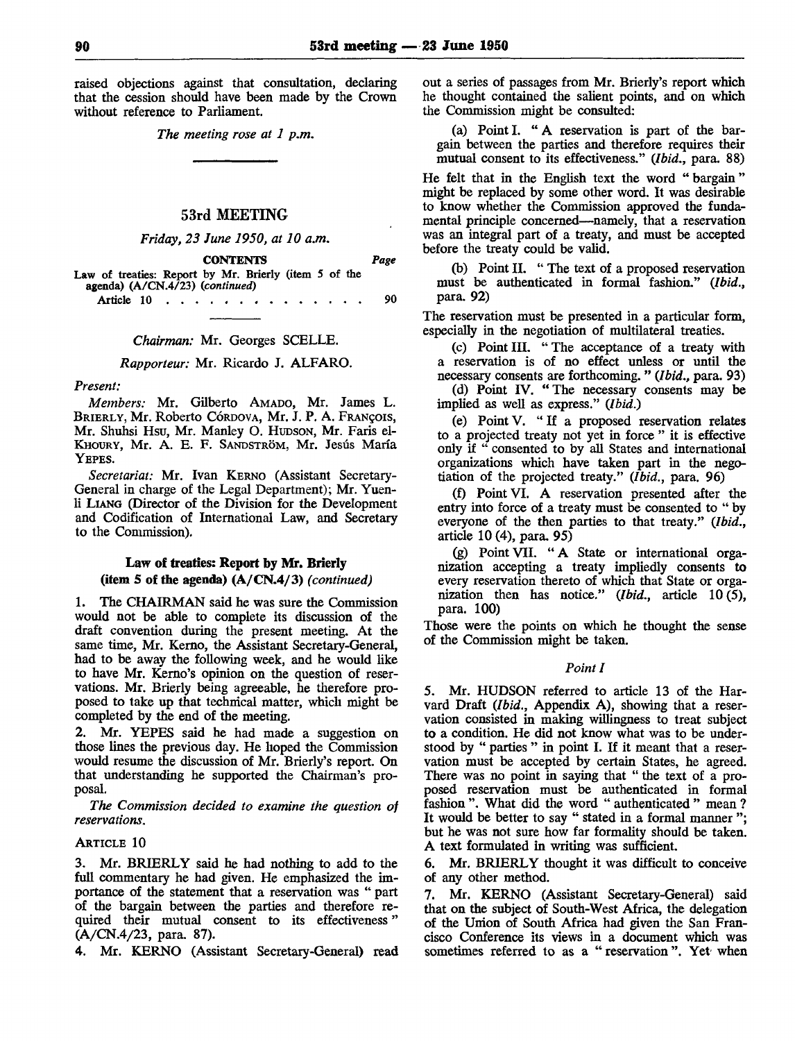raised objections against that consultation, declaring that the cession should have been made by the Crown without reference to Parliament.

*The meeting rose at 1 p.m.*

## 53rd MEETING

*Friday, 23 June 1950, at 10 a.m.*

**CONTENTS** *Page*

Law of treaties: Report by Mr. Brierly (item 5 of the agenda) (A/CN.4/23) *(continued)*

Article 10 . . . . . . . . . . . . . . 90

*Chairman:* Mr. Georges SCELLE.

*Rapporteur:* Mr. Ricardo J. ALFARO.

*Present:*

*Members:* Mr. Gilberto AMADO, Mr. James L. BRIERLY, Mr. Roberto CÓRDOVA, Mr. J. P. A. FRANÇOIS, Mr. Shuhsi HSU, Mr. Manley O. HUDSON, Mr. Faris el-KHOURY, Mr. A. E. F. SANDSTRÖM, Mr. Jesús María YEPES.

*Secretariat:* Mr. Ivan KERNO (Assistant Secretary-General in charge of the Legal Department); Mr. Yuen-li LIANG (Director of the Division for the Development and Codification of International Law, and Secretary to the Commission).

### Law of treaties: Report by Mr. Brierly (item 5 of the agenda) (A/CN.4/3) *(continued)*

1. The CHAIRMAN said he was sure the Commission would not be able to complete its discussion of the draft convention during the present meeting. At the same time, Mr. Kerno, the Assistant Secretary-General, had to be away the following week, and he would like to have Mr. Kerno's opinion on the question of reservations. Mr. Brierly being agreeable, he therefore proposed to take up that technical matter, which might be completed by the end of the meeting.

2. Mr. YEPES said he had made a suggestion on those lines the previous day. He hoped the Commission would resume the discussion of Mr. Brierly's report. On that understanding he supported the Chairman's proposal.

*The Commission decided to examine the question of reservations.*

ARTICLE 10

3. Mr. BRIERLY said he had nothing to add to the full commentary he had given. He emphasized the importance of the statement that a reservation was " part of the bargain between the parties and therefore required their mutual consent to its effectiveness " (A/CN.4/23, para. 87).

4. Mr. KERNO (Assistant Secretary-General) read out a series of passages from Mr. Brierly's report which he thought contained the salient points, and on which the Commission might be consulted:

(a) Point I. " A reservation is part of the bargain between the parties and therefore requires their mutual consent to its effectiveness." (*Ibid.*, para. 88)

He felt that in the English text the word " bargain " might be replaced by some other word. It was desirable to know whether the Commission approved the fundamental principle concerned—namely, that a reservation was an integral part of a treaty, and must be accepted before the treaty could be valid.

(b) Point II. " The text of a proposed reservation must be authenticated in formal fashion." (*Ibid.*, para. 92)

The reservation must be presented in a particular form, especially in the negotiation of multilateral treaties.

(c) Point III. " The acceptance of a treaty with a reservation is of no effect unless or until the necessary consents are forthcoming. " (*Ibid.*, para. 93)

(d) Point IV. " The necessary consents may be implied as well as express." (*Ibid.*)

(e) Point V. " If a proposed reservation relates to a projected treaty not yet in force " it is effective only if " consented to by all States and international organizations which have taken part in the negotiation of the projected treaty." (*Ibid.*, para. 96)

(f) Point VI. A reservation presented after the entry into force of a treaty must be consented to " by everyone of the then parties to that treaty." (*Ibid.*, article 10 (4), para. 95)

(g) Point VII. " A State or international organization accepting a treaty impliedly consents to every reservation thereto of which that State or organization then has notice." (*Ibid.*, article 10 (5), para. 100)

Those were the points on which he thought the sense of the Commission might be taken.

*Point I*

5. Mr. HUDSON referred to article 13 of the Harvard Draft (*Ibid.*, Appendix A), showing that a reservation consisted in making willingness to treat subject to a condition. He did not know what was to be understood by " parties " in point I. If it meant that a reservation must be accepted by certain States, he agreed. There was no point in saying that " the text of a proposed reservation must be authenticated in formal fashion ". What did the word " authenticated " mean ? It would be better to say " stated in a formal manner "; but he was not sure how far formality should be taken. A text formulated in writing was sufficient.

6. Mr. BRIERLY thought it was difficult to conceive of any other method.

7. Mr. KERNO (Assistant Secretary-General) said that on the subject of South-West Africa, the delegation of the Union of South Africa had given the San Francisco Conference its views in a document which was sometimes referred to as a " reservation ". Yet when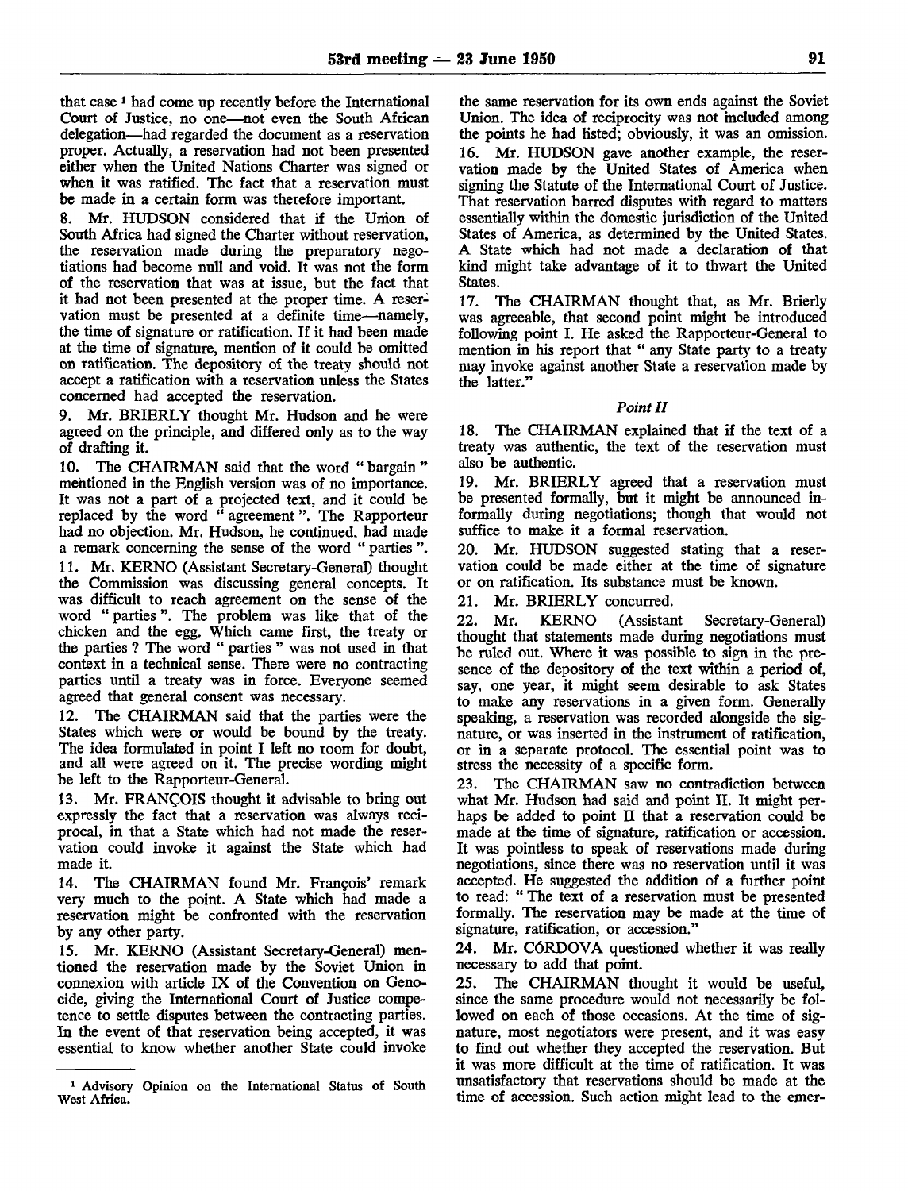that case [1] had come up recently before the International Court of Justice, no one—not even the South African delegation—had regarded the document as a reservation proper. Actually, a reservation had not been presented either when the United Nations Charter was signed or when it was ratified. The fact that a reservation must be made in a certain form was therefore important.

8. Mr. HUDSON considered that if the Union of South Africa had signed the Charter without reservation, the reservation made during the preparatory negotiations had become null and void. It was not the form of the reservation that was at issue, but the fact that it had not been presented at the proper time. A reservation must be presented at a definite time—namely, the time of signature or ratification. If it had been made at the time of signature, mention of it could be omitted on ratification. The depository of the treaty should not accept a ratification with a reservation unless the States concerned had accepted the reservation.

9. Mr. BRIERLY thought Mr. Hudson and he were agreed on the principle, and differed only as to the way of drafting it.

10. The CHAIRMAN said that the word "bargain" mentioned in the English version was of no importance. It was not a part of a projected text, and it could be replaced by the word "agreement". The Rapporteur had no objection. Mr. Hudson, he continued, had made a remark concerning the sense of the word "parties".

11. Mr. KERNO (Assistant Secretary-General) thought the Commission was discussing general concepts. It was difficult to reach agreement on the sense of the word "parties". The problem was like that of the chicken and the egg. Which came first, the treaty or the parties ? The word "parties" was not used in that context in a technical sense. There were no contracting parties until a treaty was in force. Everyone seemed agreed that general consent was necessary.

12. The CHAIRMAN said that the parties were the States which were or would be bound by the treaty. The idea formulated in point I left no room for doubt, and all were agreed on it. The precise wording might be left to the Rapporteur-General.

13. Mr. FRANÇOIS thought it advisable to bring out expressly the fact that a reservation was always reciprocal, in that a State which had not made the reservation could invoke it against the State which had made it.

14. The CHAIRMAN found Mr. François' remark very much to the point. A State which had made a reservation might be confronted with the reservation by any other party.

15. Mr. KERNO (Assistant Secretary-General) mentioned the reservation made by the Soviet Union in connexion with article IX of the Convention on Genocide, giving the International Court of Justice competence to settle disputes between the contracting parties. In the event of that reservation being accepted, it was essential to know whether another State could invoke the same reservation for its own ends against the Soviet Union. The idea of reciprocity was not included among the points he had listed; obviously, it was an omission.

16. Mr. HUDSON gave another example, the reservation made by the United States of America when signing the Statute of the International Court of Justice. That reservation barred disputes with regard to matters essentially within the domestic jurisdiction of the United States of America, as determined by the United States. A State which had not made a declaration of that kind might take advantage of it to thwart the United States.

17. The CHAIRMAN thought that, as Mr. Brierly was agreeable, that second point might be introduced following point I. He asked the Rapporteur-General to mention in his report that "any State party to a treaty may invoke against another State a reservation made by the latter."

*Point II*

18. The CHAIRMAN explained that if the text of a treaty was authentic, the text of the reservation must also be authentic.

19. Mr. BRIERLY agreed that a reservation must be presented formally, but it might be announced informally during negotiations; though that would not suffice to make it a formal reservation.

20. Mr. HUDSON suggested stating that a reservation could be made either at the time of signature or on ratification. Its substance must be known.

21. Mr. BRIERLY concurred.

22. Mr. KERNO (Assistant Secretary-General) thought that statements made during negotiations must be ruled out. Where it was possible to sign in the presence of the depository of the text within a period of, say, one year, it might seem desirable to ask States to make any reservations in a given form. Generally speaking, a reservation was recorded alongside the signature, or was inserted in the instrument of ratification, or in a separate protocol. The essential point was to stress the necessity of a specific form.

23. The CHAIRMAN saw no contradiction between what Mr. Hudson had said and point II. It might perhaps be added to point II that a reservation could be made at the time of signature, ratification or accession. It was pointless to speak of reservations made during negotiations, since there was no reservation until it was accepted. He suggested the addition of a further point to read: "The text of a reservation must be presented formally. The reservation may be made at the time of signature, ratification, or accession."

24. Mr. CÓRDOVA questioned whether it was really necessary to add that point.

25. The CHAIRMAN thought it would be useful, since the same procedure would not necessarily be followed on each of those occasions. At the time of signature, most negotiators were present, and it was easy to find out whether they accepted the reservation. But it was more difficult at the time of ratification. It was unsatisfactory that reservations should be made at the time of accession. Such action might lead to the emer-

[1] Advisory Opinion on the International Status of South West Africa.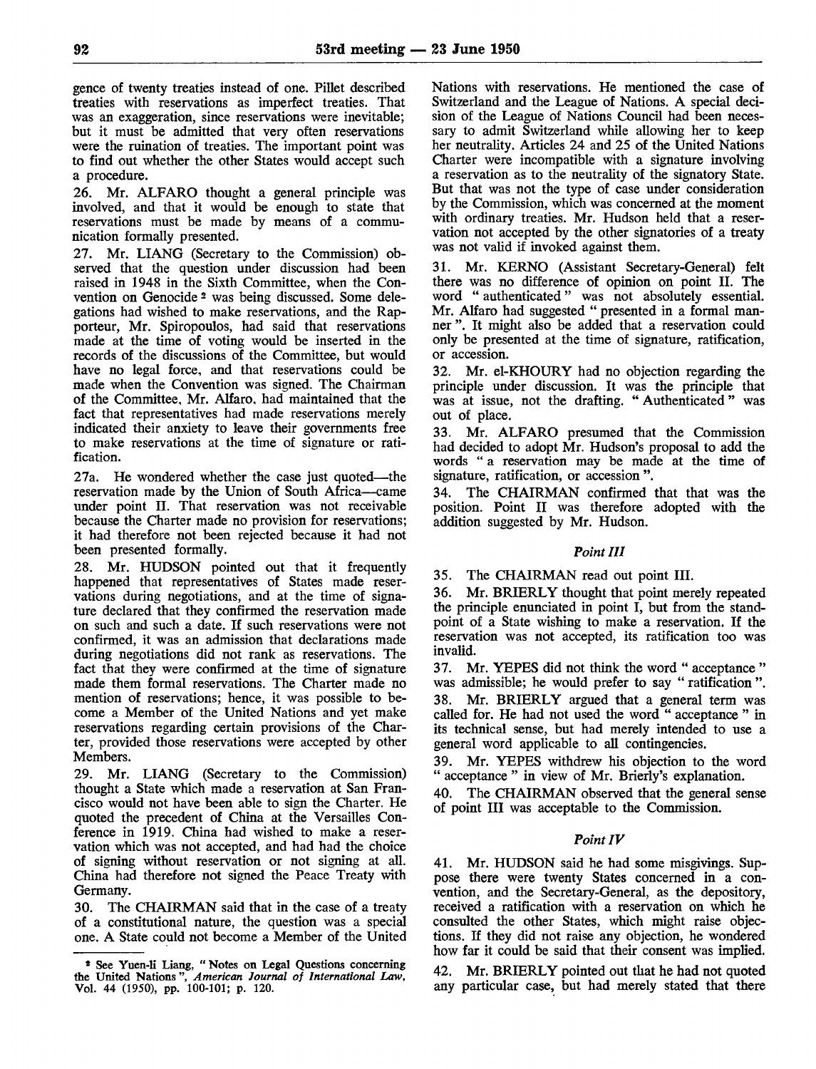gence of twenty treaties instead of one. Pillet described treaties with reservations as imperfect treaties. That was an exaggeration, since reservations were inevitable; but it must be admitted that very often reservations were the ruination of treaties. The important point was to find out whether the other States would accept such a procedure.

26. Mr. ALFARO thought a general principle was involved, and that it would be enough to state that reservations must be made by means of a communication formally presented.

27. Mr. LIANG (Secretary to the Commission) observed that the question under discussion had been raised in 1948 in the Sixth Committee, when the Convention on Genocide [2] was being discussed. Some delegations had wished to make reservations, and the Rapporteur, Mr. Spiropoulos, had said that reservations made at the time of voting would be inserted in the records of the discussions of the Committee, but would have no legal force, and that reservations could be made when the Convention was signed. The Chairman of the Committee, Mr. Alfaro, had maintained that the fact that representatives had made reservations merely indicated their anxiety to leave their governments free to make reservations at the time of signature or ratification.

27a. He wondered whether the case just quoted—the reservation made by the Union of South Africa—came under point II. That reservation was not receivable because the Charter made no provision for reservations; it had therefore not been rejected because it had not been presented formally.

28. Mr. HUDSON pointed out that it frequently happened that representatives of States made reservations during negotiations, and at the time of signature declared that they confirmed the reservation made on such and such a date. If such reservations were not confirmed, it was an admission that declarations made during negotiations did not rank as reservations. The fact that they were confirmed at the time of signature made them formal reservations. The Charter made no mention of reservations; hence, it was possible to become a Member of the United Nations and yet make reservations regarding certain provisions of the Charter, provided those reservations were accepted by other Members.

29. Mr. LIANG (Secretary to the Commission) thought a State which made a reservation at San Francisco would not have been able to sign the Charter. He quoted the precedent of China at the Versailles Conference in 1919. China had wished to make a reservation which was not accepted, and had had the choice of signing without reservation or not signing at all. China had therefore not signed the Peace Treaty with Germany.

30. The CHAIRMAN said that in the case of a treaty of a constitutional nature, the question was a special one. A State could not become a Member of the United Nations with reservations. He mentioned the case of Switzerland and the League of Nations. A special decision of the League of Nations Council had been necessary to admit Switzerland while allowing her to keep her neutrality. Articles 24 and 25 of the United Nations Charter were incompatible with a signature involving a reservation as to the neutrality of the signatory State. But that was not the type of case under consideration by the Commission, which was concerned at the moment with ordinary treaties. Mr. Hudson held that a reservation not accepted by the other signatories of a treaty was not valid if invoked against them.

31. Mr. KERNO (Assistant Secretary-General) felt there was no difference of opinion on point II. The word "authenticated" was not absolutely essential. Mr. Alfaro had suggested "presented in a formal manner". It might also be added that a reservation could only be presented at the time of signature, ratification, or accession.

32. Mr. el-KHOURY had no objection regarding the principle under discussion. It was the principle that was at issue, not the drafting. "Authenticated" was out of place.

33. Mr. ALFARO presumed that the Commission had decided to adopt Mr. Hudson's proposal to add the words "a reservation may be made at the time of signature, ratification, or accession".

34. The CHAIRMAN confirmed that that was the position. Point II was therefore adopted with the addition suggested by Mr. Hudson.

*Point III*

35. The CHAIRMAN read out point III.

36. Mr. BRIERLY thought that point merely repeated the principle enunciated in point I, but from the standpoint of a State wishing to make a reservation. If the reservation was not accepted, its ratification too was invalid.

37. Mr. YEPES did not think the word "acceptance" was admissible; he would prefer to say "ratification".

38. Mr. BRIERLY argued that a general term was called for. He had not used the word "acceptance" in its technical sense, but had merely intended to use a general word applicable to all contingencies.

39. Mr. YEPES withdrew his objection to the word "acceptance" in view of Mr. Brierly's explanation.

40. The CHAIRMAN observed that the general sense of point III was acceptable to the Commission.

*Point IV*

41. Mr. HUDSON said he had some misgivings. Suppose there were twenty States concerned in a convention, and the Secretary-General, as the depository, received a ratification with a reservation on which he consulted the other States, which might raise objections. If they did not raise any objection, he wondered how far it could be said that their consent was implied.

42. Mr. BRIERLY pointed out that he had not quoted any particular case, but had merely stated that there

---

[2] See Yuen-li Liang, "Notes on Legal Questions concerning the United Nations", *American Journal of International Law*, Vol. 44 (1950), pp. 100-101; p. 120.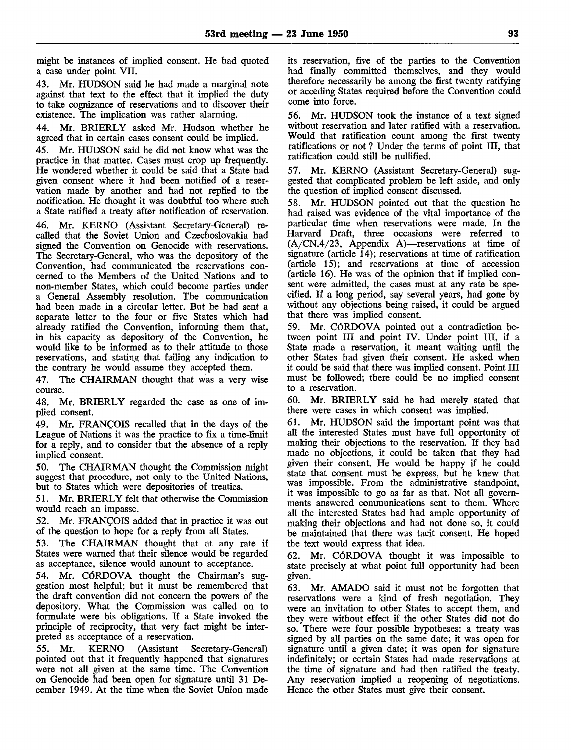might be instances of implied consent. He had quoted a case under point VII.

43. Mr. HUDSON said he had made a marginal note against that text to the effect that it implied the duty to take cognizance of reservations and to discover their existence. The implication was rather alarming.

44. Mr. BRIERLY asked Mr. Hudson whether he agreed that in certain cases consent could be implied.

45. Mr. HUDSON said he did not know what was the practice in that matter. Cases must crop up frequently. He wondered whether it could be said that a State had given consent where it had been notified of a reservation made by another and had not replied to the notification. He thought it was doubtful too where such a State ratified a treaty after notification of reservation.

46. Mr. KERNO (Assistant Secretary-General) recalled that the Soviet Union and Czechoslovakia had signed the Convention on Genocide with reservations. The Secretary-General, who was the depository of the Convention, had communicated the reservations concerned to the Members of the United Nations and to non-member States, which could become parties under a General Assembly resolution. The communication had been made in a circular letter. But he had sent a separate letter to the four or five States which had already ratified the Convention, informing them that, in his capacity as depository of the Convention, he would like to be informed as to their attitude to those reservations, and stating that failing any indication to the contrary he would assume they accepted them.

47. The CHAIRMAN thought that was a very wise course.

48. Mr. BRIERLY regarded the case as one of implied consent.

49. Mr. FRANÇOIS recalled that in the days of the League of Nations it was the practice to fix a time-limit for a reply, and to consider that the absence of a reply implied consent.

50. The CHAIRMAN thought the Commission might suggest that procedure, not only to the United Nations, but to States which were depositories of treaties.

51. Mr. BRIERLY felt that otherwise the Commission would reach an impasse.

52. Mr. FRANÇOIS added that in practice it was out of the question to hope for a reply from all States.

53. The CHAIRMAN thought that at any rate if States were warned that their silence would be regarded as acceptance, silence would amount to acceptance.

54. Mr. CÓRDOVA thought the Chairman's suggestion most helpful; but it must be remembered that the draft convention did not concern the powers of the depository. What the Commission was called on to formulate were his obligations. If a State invoked the principle of reciprocity, that very fact might be interpreted as acceptance of a reservation.

55. Mr. KERNO (Assistant Secretary-General) pointed out that it frequently happened that signatures were not all given at the same time. The Convention on Genocide had been open for signature until 31 December 1949. At the time when the Soviet Union made its reservation, five of the parties to the Convention had finally committed themselves, and they would therefore necessarily be among the first twenty ratifying or acceding States required before the Convention could come into force.

56. Mr. HUDSON took the instance of a text signed without reservation and later ratified with a reservation. Would that ratification count among the first twenty ratifications or not? Under the terms of point III, that ratification could still be nullified.

57. Mr. KERNO (Assistant Secretary-General) suggested that complicated problem be left aside, and only the question of implied consent discussed.

58. Mr. HUDSON pointed out that the question he had raised was evidence of the vital importance of the particular time when reservations were made. In the Harvard Draft, three occasions were referred to (A/CN.4/23, Appendix A)—reservations at time of signature (article 14); reservations at time of ratification (article 15); and reservations at time of accession (article 16). He was of the opinion that if implied consent were admitted, the cases must at any rate be specified. If a long period, say several years, had gone by without any objections being raised, it could be argued that there was implied consent.

59. Mr. CÓRDOVA pointed out a contradiction between point III and point IV. Under point III, if a State made a reservation, it meant waiting until the other States had given their consent. He asked when it could be said that there was implied consent. Point III must be followed; there could be no implied consent to a reservation.

60. Mr. BRIERLY said he had merely stated that there were cases in which consent was implied.

61. Mr. HUDSON said the important point was that all the interested States must have full opportunity of making their objections to the reservation. If they had made no objections, it could be taken that they had given their consent. He would be happy if he could state that consent must be express, but he knew that was impossible. From the administrative standpoint, it was impossible to go as far as that. Not all governments answered communications sent to them. Where all the interested States had had ample opportunity of making their objections and had not done so, it could be maintained that there was tacit consent. He hoped the text would express that idea.

62. Mr. CÓRDOVA thought it was impossible to state precisely at what point full opportunity had been given.

63. Mr. AMADO said it must not be forgotten that reservations were a kind of fresh negotiation. They were an invitation to other States to accept them, and they were without effect if the other States did not do so. There were four possible hypotheses: a treaty was signed by all parties on the same date; it was open for signature until a given date; it was open for signature indefinitely; or certain States had made reservations at the time of signature and had then ratified the treaty. Any reservation implied a reopening of negotiations. Hence the other States must give their consent.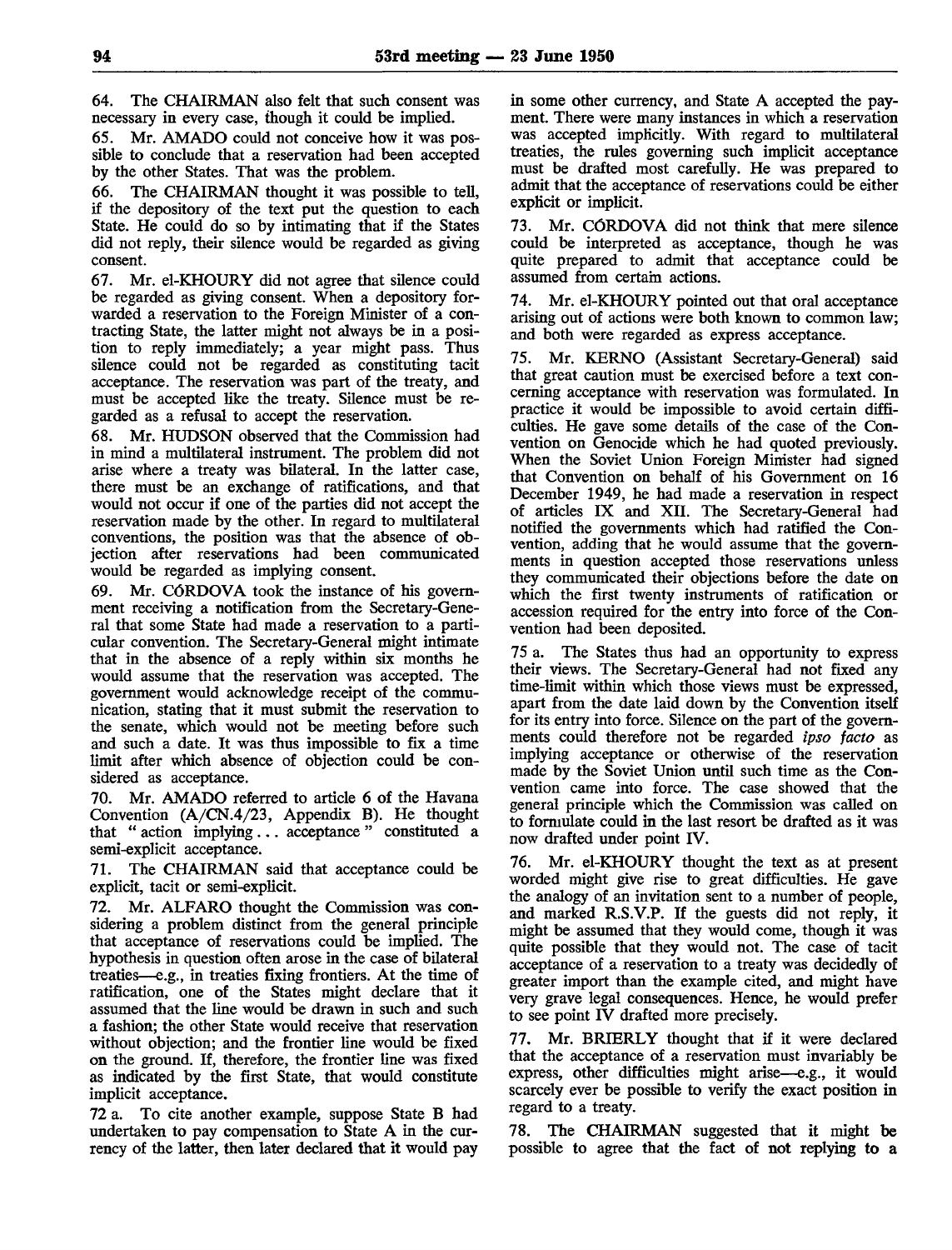64. The CHAIRMAN also felt that such consent was necessary in every case, though it could be implied.

65. Mr. AMADO could not conceive how it was possible to conclude that a reservation had been accepted by the other States. That was the problem.

66. The CHAIRMAN thought it was possible to tell, if the depository of the text put the question to each State. He could do so by intimating that if the States did not reply, their silence would be regarded as giving consent.

67. Mr. el-KHOURY did not agree that silence could be regarded as giving consent. When a depository forwarded a reservation to the Foreign Minister of a contracting State, the latter might not always be in a position to reply immediately; a year might pass. Thus silence could not be regarded as constituting tacit acceptance. The reservation was part of the treaty, and must be accepted like the treaty. Silence must be regarded as a refusal to accept the reservation.

68. Mr. HUDSON observed that the Commission had in mind a multilateral instrument. The problem did not arise where a treaty was bilateral. In the latter case, there must be an exchange of ratifications, and that would not occur if one of the parties did not accept the reservation made by the other. In regard to multilateral conventions, the position was that the absence of objection after reservations had been communicated would be regarded as implying consent.

69. Mr. CÓRDOVA took the instance of his government receiving a notification from the Secretary-General that some State had made a reservation to a particular convention. The Secretary-General might intimate that in the absence of a reply within six months he would assume that the reservation was accepted. The government would acknowledge receipt of the communication, stating that it must submit the reservation to the senate, which would not be meeting before such and such a date. It was thus impossible to fix a time limit after which absence of objection could be considered as acceptance.

70. Mr. AMADO referred to article 6 of the Havana Convention (A/CN.4/23, Appendix B). He thought that " action implying . . . acceptance " constituted a semi-explicit acceptance.

71. The CHAIRMAN said that acceptance could be explicit, tacit or semi-explicit.

72. Mr. ALFARO thought the Commission was considering a problem distinct from the general principle that acceptance of reservations could be implied. The hypothesis in question often arose in the case of bilateral treaties—e.g., in treaties fixing frontiers. At the time of ratification, one of the States might declare that it assumed that the line would be drawn in such and such a fashion; the other State would receive that reservation without objection; and the frontier line would be fixed on the ground. If, therefore, the frontier line was fixed as indicated by the first State, that would constitute implicit acceptance.

72 a. To cite another example, suppose State B had undertaken to pay compensation to State A in the currency of the latter, then later declared that it would pay in some other currency, and State A accepted the payment. There were many instances in which a reservation was accepted implicitly. With regard to multilateral treaties, the rules governing such implicit acceptance must be drafted most carefully. He was prepared to admit that the acceptance of reservations could be either explicit or implicit.

73. Mr. CÓRDOVA did not think that mere silence could be interpreted as acceptance, though he was quite prepared to admit that acceptance could be assumed from certain actions.

74. Mr. el-KHOURY pointed out that oral acceptance arising out of actions were both known to common law; and both were regarded as express acceptance.

75. Mr. KERNO (Assistant Secretary-General) said that great caution must be exercised before a text concerning acceptance with reservation was formulated. In practice it would be impossible to avoid certain difficulties. He gave some details of the case of the Convention on Genocide which he had quoted previously. When the Soviet Union Foreign Minister had signed that Convention on behalf of his Government on 16 December 1949, he had made a reservation in respect of articles IX and XII. The Secretary-General had notified the governments which had ratified the Convention, adding that he would assume that the governments in question accepted those reservations unless they communicated their objections before the date on which the first twenty instruments of ratification or accession required for the entry into force of the Convention had been deposited.

75 a. The States thus had an opportunity to express their views. The Secretary-General had not fixed any time-limit within which those views must be expressed, apart from the date laid down by the Convention itself for its entry into force. Silence on the part of the governments could therefore not be regarded *ipso facto* as implying acceptance or otherwise of the reservation made by the Soviet Union until such time as the Convention came into force. The case showed that the general principle which the Commission was called on to formulate could in the last resort be drafted as it was now drafted under point IV.

76. Mr. el-KHOURY thought the text as at present worded might give rise to great difficulties. He gave the analogy of an invitation sent to a number of people, and marked R.S.V.P. If the guests did not reply, it might be assumed that they would come, though it was quite possible that they would not. The case of tacit acceptance of a reservation to a treaty was decidedly of greater import than the example cited, and might have very grave legal consequences. Hence, he would prefer to see point IV drafted more precisely.

77. Mr. BRIERLY thought that if it were declared that the acceptance of a reservation must invariably be express, other difficulties might arise—e.g., it would scarcely ever be possible to verify the exact position in regard to a treaty.

78. The CHAIRMAN suggested that it might be possible to agree that the fact of not replying to a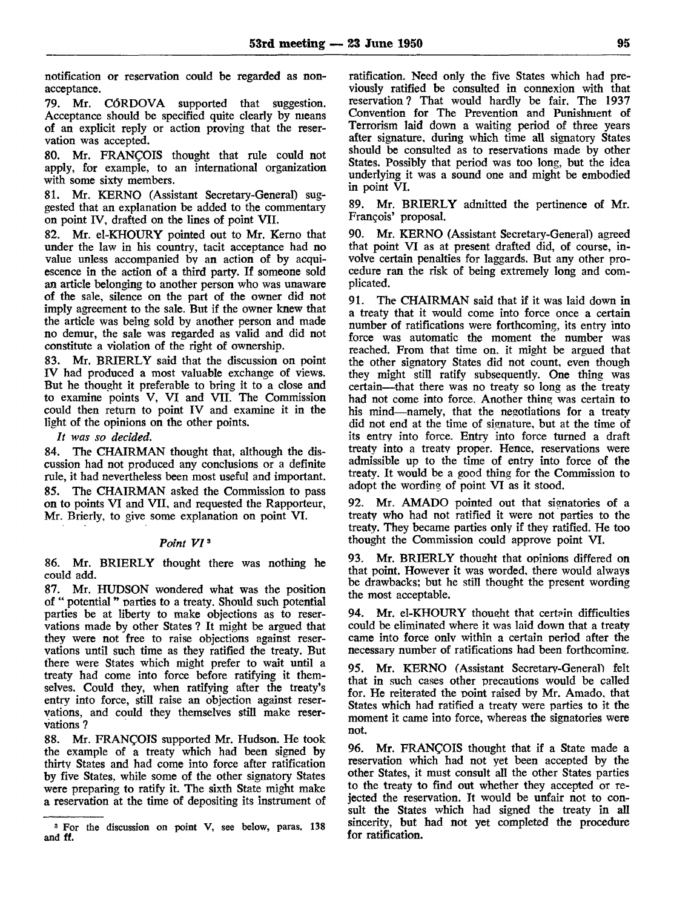notification or reservation could be regarded as non-acceptance.

79. Mr. CÓRDOVA supported that suggestion. Acceptance should be specified quite clearly by means of an explicit reply or action proving that the reservation was accepted.

80. Mr. FRANÇOIS thought that rule could not apply, for example, to an international organization with some sixty members.

81. Mr. KERNO (Assistant Secretary-General) suggested that an explanation be added to the commentary on point IV, drafted on the lines of point VII.

82. Mr. el-KHOURY pointed out to Mr. Kerno that under the law in his country, tacit acceptance had no value unless accompanied by an action of by acquiescence in the action of a third party. If someone sold an article belonging to another person who was unaware of the sale, silence on the part of the owner did not imply agreement to the sale. But if the owner knew that the article was being sold by another person and made no demur, the sale was regarded as valid and did not constitute a violation of the right of ownership.

83. Mr. BRIERLY said that the discussion on point IV had produced a most valuable exchange of views. But he thought it preferable to bring it to a close and to examine points V, VI and VII. The Commission could then return to point IV and examine it in the light of the opinions on the other points.

*It was so decided.*

84. The CHAIRMAN thought that, although the discussion had not produced any conclusions or a definite rule, it had nevertheless been most useful and important.

85. The CHAIRMAN asked the Commission to pass on to points VI and VII, and requested the Rapporteur, Mr. Brierly, to give some explanation on point VI.

### *Point VI*[3]

86. Mr. BRIERLY thought there was nothing he could add.

87. Mr. HUDSON wondered what was the position of " potential " parties to a treaty. Should such potential parties be at liberty to make objections as to reservations made by other States? It might be argued that they were not free to raise objections against reservations until such time as they ratified the treaty. But there were States which might prefer to wait until a treaty had come into force before ratifying it themselves. Could they, when ratifying after the treaty's entry into force, still raise an objection against reservations, and could they themselves still make reservations?

88. Mr. FRANÇOIS supported Mr. Hudson. He took the example of a treaty which had been signed by thirty States and had come into force after ratification by five States, while some of the other signatory States were preparing to ratify it. The sixth State might make a reservation at the time of depositing its instrument of ratification. Need only the five States which had previously ratified be consulted in connexion with that reservation? That would hardly be fair. The 1937 Convention for The Prevention and Punishment of Terrorism laid down a waiting period of three years after signature, during which time all signatory States should be consulted as to reservations made by other States. Possibly that period was too long, but the idea underlying it was a sound one and might be embodied in point VI.

89. Mr. BRIERLY admitted the pertinence of Mr. François' proposal.

90. Mr. KERNO (Assistant Secretary-General) agreed that point VI as at present drafted did, of course, involve certain penalties for laggards. But any other procedure ran the risk of being extremely long and complicated.

91. The CHAIRMAN said that if it was laid down in a treaty that it would come into force once a certain number of ratifications were forthcoming, its entry into force was automatic the moment the number was reached. From that time on, it might be argued that the other signatory States did not count, even though they might still ratify subsequently. One thing was certain—that there was no treaty so long as the treaty had not come into force. Another thing was certain to his mind—namely, that the negotiations for a treaty did not end at the time of signature, but at the time of its entry into force. Entry into force turned a draft treaty into a treaty proper. Hence, reservations were admissible up to the time of entry into force of the treaty. It would be a good thing for the Commission to adopt the wording of point VI as it stood.

92. Mr. AMADO pointed out that signatories of a treaty who had not ratified it were not parties to the treaty. They became parties only if they ratified. He too thought the Commission could approve point VI.

93. Mr. BRIERLY thought that opinions differed on that point. However it was worded, there would always be drawbacks; but he still thought the present wording the most acceptable.

94. Mr. el-KHOURY thought that certain difficulties could be eliminated where it was laid down that a treaty came into force only within a certain period after the necessary number of ratifications had been forthcoming.

95. Mr. KERNO (Assistant Secretary-General) felt that in such cases other precautions would be called for. He reiterated the point raised by Mr. Amado, that States which had ratified a treaty were parties to it the moment it came into force, whereas the signatories were not.

96. Mr. FRANÇOIS thought that if a State made a reservation which had not yet been accepted by the other States, it must consult all the States parties to the treaty to find out whether they accepted or rejected the reservation. It would be unfair not to consult the States which had signed the treaty in all sincerity, but had not yet completed the procedure for ratification.

---

[3] For the discussion on point V, see below, paras. 138 and ff.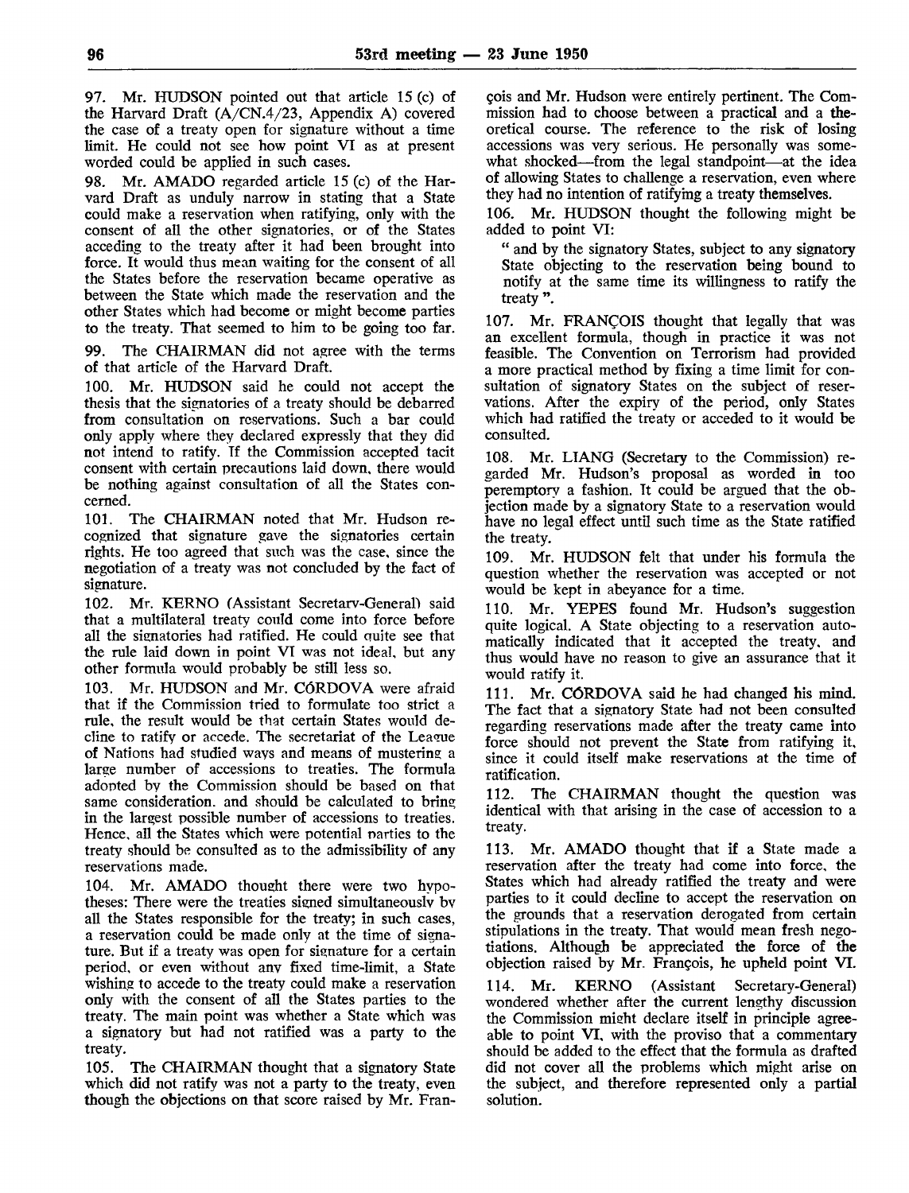97. Mr. HUDSON pointed out that article 15 (c) of the Harvard Draft (A/CN.4/23, Appendix A) covered the case of a treaty open for signature without a time limit. He could not see how point VI as at present worded could be applied in such cases.

98. Mr. AMADO regarded article 15 (c) of the Harvard Draft as unduly narrow in stating that a State could make a reservation when ratifying, only with the consent of all the other signatories, or of the States acceding to the treaty after it had been brought into force. It would thus mean waiting for the consent of all the States before the reservation became operative as between the State which made the reservation and the other States which had become or might become parties to the treaty. That seemed to him to be going too far.

99. The CHAIRMAN did not agree with the terms of that article of the Harvard Draft.

100. Mr. HUDSON said he could not accept the thesis that the signatories of a treaty should be debarred from consultation on reservations. Such a bar could only apply where they declared expressly that they did not intend to ratify. If the Commission accepted tacit consent with certain precautions laid down, there would be nothing against consultation of all the States concerned.

101. The CHAIRMAN noted that Mr. Hudson recognized that signature gave the signatories certain rights. He too agreed that such was the case, since the negotiation of a treaty was not concluded by the fact of signature.

102. Mr. KERNO (Assistant Secretary-General) said that a multilateral treaty could come into force before all the signatories had ratified. He could quite see that the rule laid down in point VI was not ideal, but any other formula would probably be still less so.

103. Mr. HUDSON and Mr. CÓRDOVA were afraid that if the Commission tried to formulate too strict a rule, the result would be that certain States would decline to ratify or accede. The secretariat of the League of Nations had studied ways and means of mustering a large number of accessions to treaties. The formula adopted by the Commission should be based on that same consideration, and should be calculated to bring in the largest possible number of accessions to treaties. Hence, all the States which were potential parties to the treaty should be consulted as to the admissibility of any reservations made.

104. Mr. AMADO thought there were two hypotheses: There were the treaties signed simultaneously by all the States responsible for the treaty; in such cases, a reservation could be made only at the time of signature. But if a treaty was open for signature for a certain period, or even without any fixed time-limit, a State wishing to accede to the treaty could make a reservation only with the consent of all the States parties to the treaty. The main point was whether a State which was a signatory but had not ratified was a party to the treaty.

105. The CHAIRMAN thought that a signatory State which did not ratify was not a party to the treaty, even though the objections on that score raised by Mr. François and Mr. Hudson were entirely pertinent. The Commission had to choose between a practical and a theoretical course. The reference to the risk of losing accessions was very serious. He personally was somewhat shocked—from the legal standpoint—at the idea of allowing States to challenge a reservation, even where they had no intention of ratifying a treaty themselves.

106. Mr. HUDSON thought the following might be added to point VI:

> " and by the signatory States, subject to any signatory State objecting to the reservation being bound to notify at the same time its willingness to ratify the treaty ".

107. Mr. FRANÇOIS thought that legally that was an excellent formula, though in practice it was not feasible. The Convention on Terrorism had provided a more practical method by fixing a time limit for consultation of signatory States on the subject of reservations. After the expiry of the period, only States which had ratified the treaty or acceded to it would be consulted.

108. Mr. LIANG (Secretary to the Commission) regarded Mr. Hudson's proposal as worded in too peremptory a fashion. It could be argued that the objection made by a signatory State to a reservation would have no legal effect until such time as the State ratified the treaty.

109. Mr. HUDSON felt that under his formula the question whether the reservation was accepted or not would be kept in abeyance for a time.

110. Mr. YEPES found Mr. Hudson's suggestion quite logical. A State objecting to a reservation automatically indicated that it accepted the treaty, and thus would have no reason to give an assurance that it would ratify it.

111. Mr. CÓRDOVA said he had changed his mind. The fact that a signatory State had not been consulted regarding reservations made after the treaty came into force should not prevent the State from ratifying it, since it could itself make reservations at the time of ratification.

112. The CHAIRMAN thought the question was identical with that arising in the case of accession to a treaty.

113. Mr. AMADO thought that if a State made a reservation after the treaty had come into force, the States which had already ratified the treaty and were parties to it could decline to accept the reservation on the grounds that a reservation derogated from certain stipulations in the treaty. That would mean fresh negotiations. Although be appreciated the force of the objection raised by Mr. François, he upheld point VI.

114. Mr. KERNO (Assistant Secretary-General) wondered whether after the current lengthy discussion the Commission might declare itself in principle agreeable to point VI, with the proviso that a commentary should be added to the effect that the formula as drafted did not cover all the problems which might arise on the subject, and therefore represented only a partial solution.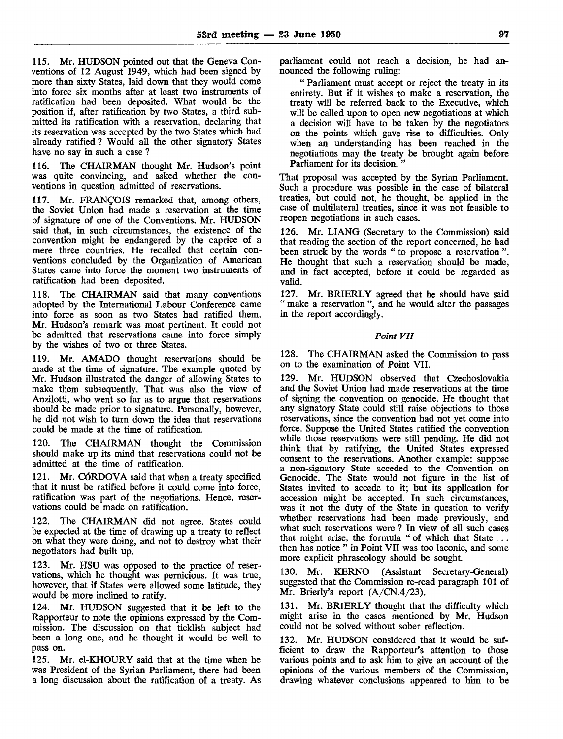115. Mr. HUDSON pointed out that the Geneva Conventions of 12 August 1949, which had been signed by more than sixty States, laid down that they would come into force six months after at least two instruments of ratification had been deposited. What would be the position if, after ratification by two States, a third submitted its ratification with a reservation, declaring that its reservation was accepted by the two States which had already ratified ? Would all the other signatory States have no say in such a case ?

116. The CHAIRMAN thought Mr. Hudson's point was quite convincing, and asked whether the conventions in question admitted of reservations.

117. Mr. FRANÇOIS remarked that, among others, the Soviet Union had made a reservation at the time of signature of one of the Conventions. Mr. HUDSON said that, in such circumstances, the existence of the convention might be endangered by the caprice of a mere three countries. He recalled that certain conventions concluded by the Organization of American States came into force the moment two instruments of ratification had been deposited.

118. The CHAIRMAN said that many conventions adopted by the International Labour Conference came into force as soon as two States had ratified them. Mr. Hudson's remark was most pertinent. It could not be admitted that reservations came into force simply by the wishes of two or three States.

119. Mr. AMADO thought reservations should be made at the time of signature. The example quoted by Mr. Hudson illustrated the danger of allowing States to make them subsequently. That was also the view of Anzilotti, who went so far as to argue that reservations should be made prior to signature. Personally, however, he did not wish to turn down the idea that reservations could be made at the time of ratification.

120. The CHAIRMAN thought the Commission should make up its mind that reservations could not be admitted at the time of ratification.

121. Mr. CÓRDOVA said that when a treaty specified that it must be ratified before it could come into force, ratification was part of the negotiations. Hence, reservations could be made on ratification.

122. The CHAIRMAN did not agree. States could be expected at the time of drawing up a treaty to reflect on what they were doing, and not to destroy what their negotiators had built up.

123. Mr. HSU was opposed to the practice of reservations, which he thought was pernicious. It was true, however, that if States were allowed some latitude, they would be more inclined to ratify.

124. Mr. HUDSON suggested that it be left to the Rapporteur to note the opinions expressed by the Commission. The discussion on that ticklish subject had been a long one, and he thought it would be well to pass on.

125. Mr. el-KHOURY said that at the time when he was President of the Syrian Parliament, there had been a long discussion about the ratification of a treaty. As parliament could not reach a decision, he had announced the following ruling:

> " Parliament must accept or reject the treaty in its entirety. But if it wishes to make a reservation, the treaty will be referred back to the Executive, which will be called upon to open new negotiations at which a decision will have to be taken by the negotiators on the points which gave rise to difficulties. Only when an understanding has been reached in the negotiations may the treaty be brought again before Parliament for its decision. "

That proposal was accepted by the Syrian Parliament. Such a procedure was possible in the case of bilateral treaties, but could not, he thought, be applied in the case of multilateral treaties, since it was not feasible to reopen negotiations in such cases.

126. Mr. LIANG (Secretary to the Commission) said that reading the section of the report concerned, he had been struck by the words " to propose a reservation ". He thought that such a reservation should be made, and in fact accepted, before it could be regarded as valid.

127. Mr. BRIERLY agreed that he should have said " make a reservation ", and he would alter the passages in the report accordingly.

*Point VII*

128. The CHAIRMAN asked the Commission to pass on to the examination of Point VII.

129. Mr. HUDSON observed that Czechoslovakia and the Soviet Union had made reservations at the time of signing the convention on genocide. He thought that any signatory State could still raise objections to those reservations, since the convention had not yet come into force. Suppose the United States ratified the convention while those reservations were still pending. He did not think that by ratifying, the United States expressed consent to the reservations. Another example: suppose a non-signatory State acceded to the Convention on Genocide. The State would not figure in the list of States invited to accede to it; but its application for accession might be accepted. In such circumstances, was it not the duty of the State in question to verify whether reservations had been made previously, and what such reservations were ? In view of all such cases that might arise, the formula " of which that State . . . then has notice " in Point VII was too laconic, and some more explicit phraseology should be sought.

130. Mr. KERNO (Assistant Secretary-General) suggested that the Commission re-read paragraph 101 of Mr. Brierly's report (A/CN.4/23).

131. Mr. BRIERLY thought that the difficulty which might arise in the cases mentioned by Mr. Hudson could not be solved without sober reflection.

132. Mr. HUDSON considered that it would be sufficient to draw the Rapporteur's attention to those various points and to ask him to give an account of the opinions of the various members of the Commission, drawing whatever conclusions appeared to him to be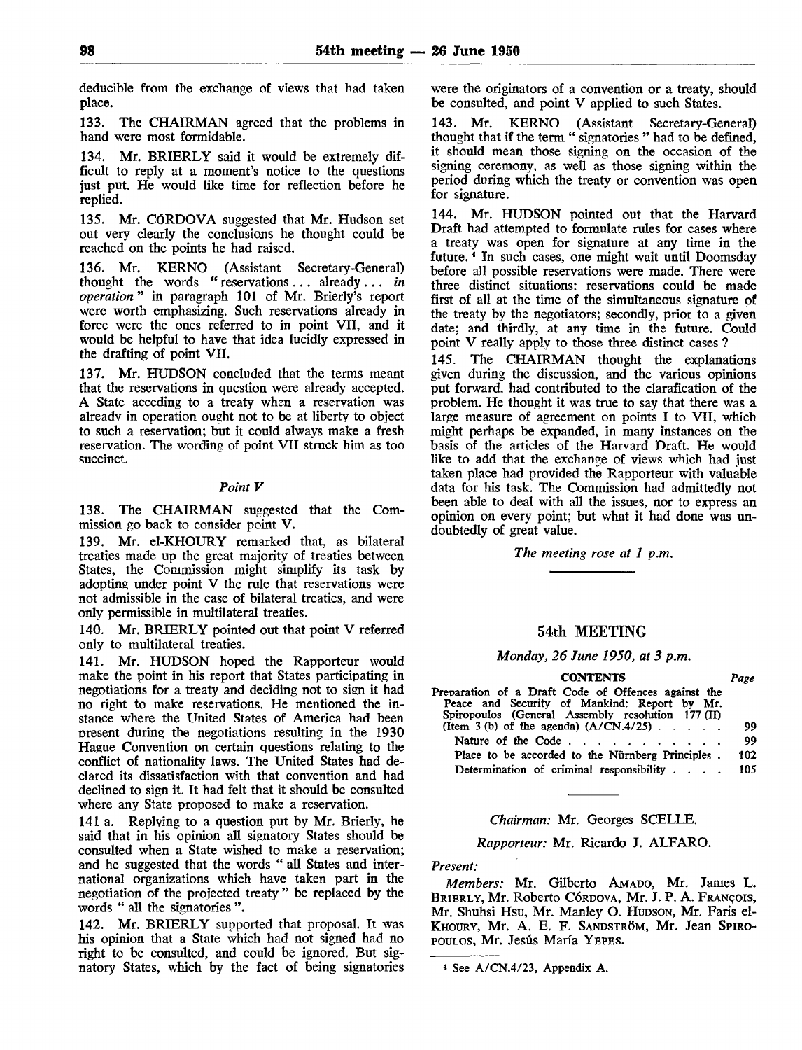deducible from the exchange of views that had taken place.

133. The CHAIRMAN agreed that the problems in hand were most formidable.

134. Mr. BRIERLY said it would be extremely difficult to reply at a moment's notice to the questions just put. He would like time for reflection before he replied.

135. Mr. CÓRDOVA suggested that Mr. Hudson set out very clearly the conclusions he thought could be reached on the points he had raised.

136. Mr. KERNO (Assistant Secretary-General) thought the words "reservations ... already ... *in operation*" in paragraph 101 of Mr. Brierly's report were worth emphasizing. Such reservations already in force were the ones referred to in point VII, and it would be helpful to have that idea lucidly expressed in the drafting of point VII.

137. Mr. HUDSON concluded that the terms meant that the reservations in question were already accepted. A State acceding to a treaty when a reservation was already in operation ought not to be at liberty to object to such a reservation; but it could always make a fresh reservation. The wording of point VII struck him as too succinct.

### *Point V*

138. The CHAIRMAN suggested that the Commission go back to consider point V.

139. Mr. el-KHOURY remarked that, as bilateral treaties made up the great majority of treaties between States, the Commission might simplify its task by adopting under point V the rule that reservations were not admissible in the case of bilateral treaties, and were only permissible in multilateral treaties.

140. Mr. BRIERLY pointed out that point V referred only to multilateral treaties.

141. Mr. HUDSON hoped the Rapporteur would make the point in his report that States participating in negotiations for a treaty and deciding not to sign it had no right to make reservations. He mentioned the instance where the United States of America had been present during the negotiations resulting in the 1930 Hague Convention on certain questions relating to the conflict of nationality laws. The United States had declared its dissatisfaction with that convention and had declined to sign it. It had felt that it should be consulted where any State proposed to make a reservation.

141 a. Replying to a question put by Mr. Brierly, he said that in his opinion all signatory States should be consulted when a State wished to make a reservation; and he suggested that the words "all States and international organizations which have taken part in the negotiation of the projected treaty" be replaced by the words "all the signatories".

142. Mr. BRIERLY supported that proposal. It was his opinion that a State which had not signed had no right to be consulted, and could be ignored. But signatory States, which by the fact of being signatories were the originators of a convention or a treaty, should be consulted, and point V applied to such States.

143. Mr. KERNO (Assistant Secretary-General) thought that if the term "signatories" had to be defined, it should mean those signing on the occasion of the signing ceremony, as well as those signing within the period during which the treaty or convention was open for signature.

144. Mr. HUDSON pointed out that the Harvard Draft had attempted to formulate rules for cases where a treaty was open for signature at any time in the future.[4] In such cases, one might wait until Doomsday before all possible reservations were made. There were three distinct situations: reservations could be made first of all at the time of the simultaneous signature of the treaty by the negotiators; secondly, prior to a given date; and thirdly, at any time in the future. Could point V really apply to those three distinct cases?

145. The CHAIRMAN thought the explanations given during the discussion, and the various opinions put forward, had contributed to the clarafication of the problem. He thought it was true to say that there was a large measure of agreement on points I to VII, which might perhaps be expanded, in many instances on the basis of the articles of the Harvard Draft. He would like to add that the exchange of views which had just taken place had provided the Rapporteur with valuable data for his task. The Commission had admittedly not been able to deal with all the issues, nor to express an opinion on every point; but what it had done was undoubtedly of great value.

*The meeting rose at 1 p.m.*

## 54th MEETING

*Monday, 26 June 1950, at 3 p.m.*

| CONTENTS | Page |
|---|---|
| Preparation of a Draft Code of Offences against the Peace and Security of Mankind: Report by Mr. Spiropoulos (General Assembly resolution 177 (II) (Item 3 (b) of the agenda) (A/CN.4/25) | 99 |
| Nature of the Code | 99 |
| Place to be accorded to the Nürnberg Principles | 102 |
| Determination of criminal responsibility | 105 |

*Chairman:* Mr. Georges SCELLE.

*Rapporteur:* Mr. Ricardo J. ALFARO.

*Present:*

*Members:* Mr. Gilberto AMADO, Mr. James L. BRIERLY, Mr. Roberto CÓRDOVA, Mr. J. P. A. FRANÇOIS, Mr. Shuhsi HSU, Mr. Manley O. HUDSON, Mr. Faris el-KHOURY, Mr. A. E. F. SANDSTRÖM, Mr. Jean SPIROPOULOS, Mr. Jesús María YEPES.

[4] See A/CN.4/23, Appendix A.